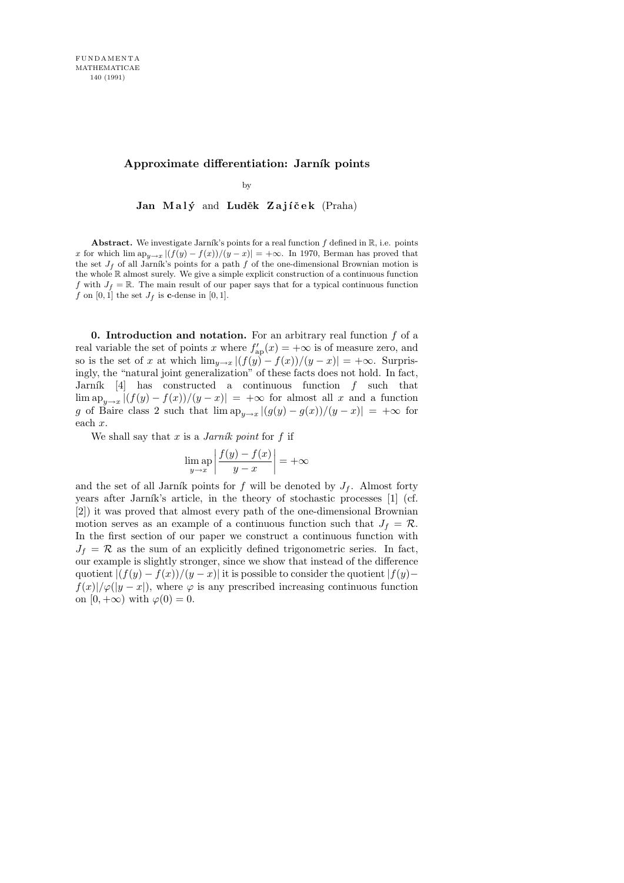# Approximate differentiation: Jarník points

by

**Jan Malý** and **Luděk Zajíček** (Praha)

**Abstract.** We investigate Jarník's points for a real function $f$ defined in $\mathbb{R}$, i.e. points $x$ for which $\lim \mathrm{ap}_{y\to x} |(f(y) - f(x))/(y - x)| = +\infty$. In 1970, Berman has proved that the set $J_f$ of all Jarník's points for a path $f$ of the one-dimensional Brownian motion is the whole $\mathbb{R}$ almost surely. We give a simple explicit construction of a continuous function $f$ with $J_f = \mathbb{R}$. The main result of our paper says that for a typical continuous function $f$ on $[0, 1]$ the set $J_f$ is **c**-dense in $[0, 1]$.

**0. Introduction and notation.** For an arbitrary real function $f$ of a real variable the set of points $x$ where $f'_{\mathrm{ap}}(x) = +\infty$ is of measure zero, and so is the set of $x$ at which $\lim_{y\to x} |(f(y) - f(x))/(y - x)| = +\infty$. Surprisingly, the "natural joint generalization" of these facts does not hold. In fact, Jarník [4] has constructed a continuous function $f$ such that $\lim \mathrm{ap}_{y\to x} |(f(y) - f(x))/(y - x)| = +\infty$ for almost all $x$ and a function $g$ of Baire class 2 such that $\lim \mathrm{ap}_{y\to x} |(g(y) - g(x))/(y - x)| = +\infty$ for each $x$.

We shall say that $x$ is a *Jarník point* for $f$ if

$$\lim_{y\to x} \mathrm{ap} \left| \frac{f(y) - f(x)}{y - x} \right| = +\infty$$

and the set of all Jarník points for $f$ will be denoted by $J_f$. Almost forty years after Jarník's article, in the theory of stochastic processes [1] (cf. [2]) it was proved that almost every path of the one-dimensional Brownian motion serves as an example of a continuous function such that $J_f = \mathcal{R}$. In the first section of our paper we construct a continuous function with $J_f = \mathcal{R}$ as the sum of an explicitly defined trigonometric series. In fact, our example is slightly stronger, since we show that instead of the difference quotient $|(f(y) - f(x))/(y - x)|$ it is possible to consider the quotient $|f(y) - f(x)|/\varphi(|y - x|)$, where $\varphi$ is any prescribed increasing continuous function on $[0, +\infty)$ with $\varphi(0) = 0$.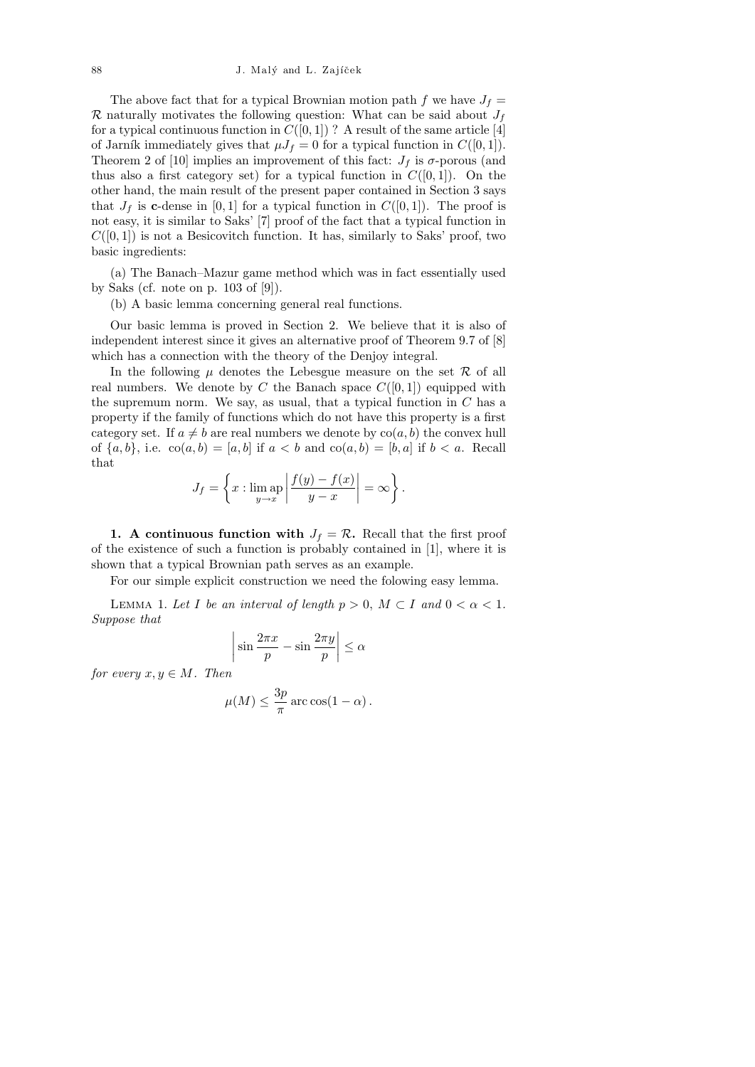The above fact that for a typical Brownian motion path $f$ we have $J_f = \mathcal{R}$ naturally motivates the following question: What can be said about $J_f$ for a typical continuous function in $C([0,1])$ ? A result of the same article [4] of Jarník immediately gives that $\mu J_f = 0$ for a typical function in $C([0,1])$. Theorem 2 of [10] implies an improvement of this fact: $J_f$ is $\sigma$-porous (and thus also a first category set) for a typical function in $C([0,1])$. On the other hand, the main result of the present paper contained in Section 3 says that $J_f$ is **c**-dense in $[0,1]$ for a typical function in $C([0,1])$. The proof is not easy, it is similar to Saks' [7] proof of the fact that a typical function in $C([0,1])$ is not a Besicovitch function. It has, similarly to Saks' proof, two basic ingredients:

(a) The Banach–Mazur game method which was in fact essentially used by Saks (cf. note on p. 103 of [9]).

(b) A basic lemma concerning general real functions.

Our basic lemma is proved in Section 2. We believe that it is also of independent interest since it gives an alternative proof of Theorem 9.7 of [8] which has a connection with the theory of the Denjoy integral.

In the following $\mu$ denotes the Lebesgue measure on the set $\mathcal{R}$ of all real numbers. We denote by $C$ the Banach space $C([0,1])$ equipped with the supremum norm. We say, as usual, that a typical function in $C$ has a property if the family of functions which do not have this property is a first category set. If $a \neq b$ are real numbers we denote by $\mathrm{co}(a,b)$ the convex hull of $\{a,b\}$, i.e. $\mathrm{co}(a,b) = [a,b]$ if $a < b$ and $\mathrm{co}(a,b) = [b,a]$ if $b < a$. Recall that

$$J_f = \left\{ x : \lim_{y \to x} \mathrm{ap} \left| \frac{f(y) - f(x)}{y - x} \right| = \infty \right\}.$$

**1. A continuous function with $J_f = \mathcal{R}$.** Recall that the first proof of the existence of such a function is probably contained in [1], where it is shown that a typical Brownian path serves as an example.

For our simple explicit construction we need the folowing easy lemma.

LEMMA 1. *Let $I$ be an interval of length $p > 0$, $M \subset I$ and $0 < \alpha < 1$. Suppose that*

$$\left| \sin \frac{2\pi x}{p} - \sin \frac{2\pi y}{p} \right| \leq \alpha$$

*for every $x, y \in M$. Then*

$$\mu(M) \leq \frac{3p}{\pi} \arccos(1 - \alpha)\,.$$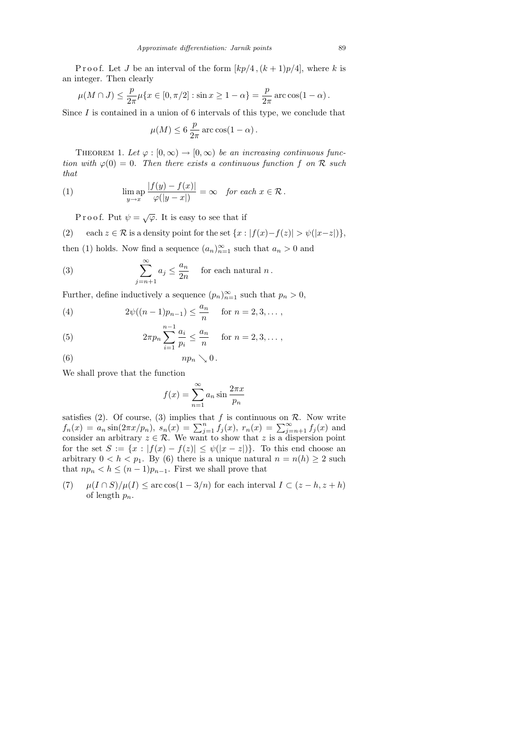Proof. Let $J$ be an interval of the form $[kp/4\,,(k+1)p/4]$, where $k$ is an integer. Then clearly

$$\mu(M\cap J)\le \frac{p}{2\pi}\mu\{x\in[0,\pi/2]:\sin x\ge 1-\alpha\}=\frac{p}{2\pi}\arccos(1-\alpha)\,.$$

Since $I$ is contained in a union of 6 intervals of this type, we conclude that

$$\mu(M)\le 6\,\frac{p}{2\pi}\arccos(1-\alpha)\,.$$

THEOREM 1. *Let $\varphi:[0,\infty)\to[0,\infty)$ be an increasing continuous function with $\varphi(0)=0$. Then there exists a continuous function $f$ on $\mathcal{R}$ such that*

$$\lim_{y\to x}\mathrm{ap}\,\frac{|f(y)-f(x)|}{\varphi(|y-x|)}=\infty\quad \textit{for each } x\in\mathcal{R}\,. \tag{1}$$

Proof. Put $\psi=\sqrt{\varphi}$. It is easy to see that if

(2) each $z\in\mathcal{R}$ is a density point for the set $\{x:|f(x)-f(z)|>\psi(|x-z|)\}$,

then (1) holds. Now find a sequence $(a_n)_{n=1}^{\infty}$ such that $a_n>0$ and

$$\sum_{j=n+1}^{\infty}a_j\le\frac{a_n}{2n}\quad\text{ for each natural } n\,. \tag{3}$$

Further, define inductively a sequence $(p_n)_{n=1}^{\infty}$ such that $p_n>0$,

$$2\psi((n-1)p_{n-1})\le\frac{a_n}{n}\quad\text{ for } n=2,3,\ldots\,, \tag{4}$$

$$2\pi p_n\sum_{i=1}^{n-1}\frac{a_i}{p_i}\le\frac{a_n}{n}\quad\text{ for } n=2,3,\ldots\,, \tag{5}$$

$$np_n\searrow 0\,. \tag{6}$$

We shall prove that the function

$$f(x)=\sum_{n=1}^{\infty}a_n\sin\frac{2\pi x}{p_n}$$

satisfies (2). Of course, (3) implies that $f$ is continuous on $\mathcal{R}$. Now write $f_n(x)=a_n\sin(2\pi x/p_n)$, $s_n(x)=\sum_{j=1}^{n}f_j(x)$, $r_n(x)=\sum_{j=n+1}^{\infty}f_j(x)$ and consider an arbitrary $z\in\mathcal{R}$. We want to show that $z$ is a dispersion point for the set $S:=\{x:|f(x)-f(z)|\le\psi(|x-z|)\}$. To this end choose an arbitrary $0<h<p_1$. By (6) there is a unique natural $n=n(h)\ge 2$ such that $np_n<h\le(n-1)p_{n-1}$. First we shall prove that

(7) $\mu(I\cap S)/\mu(I)\le\arccos(1-3/n)$ for each interval $I\subset(z-h,z+h)$ of length $p_n$.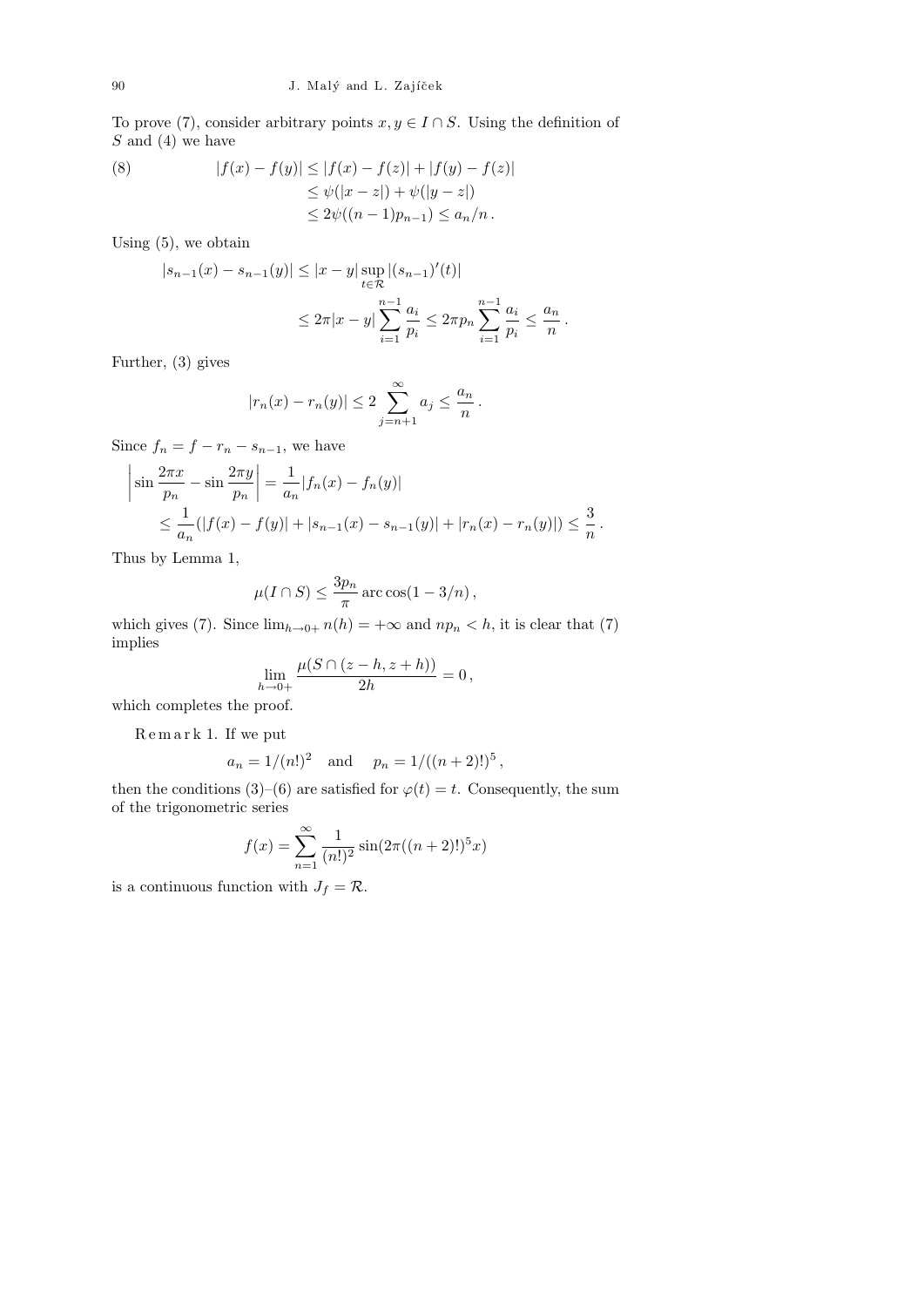To prove (7), consider arbitrary points $x, y \in I \cap S$. Using the definition of $S$ and (4) we have

$$
\begin{aligned}
(8) \qquad |f(x) - f(y)| &\le |f(x) - f(z)| + |f(y) - f(z)| \\
&\le \psi(|x - z|) + \psi(|y - z|) \\
&\le 2\psi((n-1)p_{n-1}) \le a_n/n\,.
\end{aligned}
$$

Using (5), we obtain

$$
\begin{aligned}
|s_{n-1}(x) - s_{n-1}(y)| &\le |x - y| \sup_{t \in \mathcal{R}} |(s_{n-1})'(t)| \\
&\le 2\pi |x - y| \sum_{i=1}^{n-1} \frac{a_i}{p_i} \le 2\pi p_n \sum_{i=1}^{n-1} \frac{a_i}{p_i} \le \frac{a_n}{n}\,.
\end{aligned}
$$

Further, (3) gives

$$
|r_n(x) - r_n(y)| \le 2 \sum_{j=n+1}^{\infty} a_j \le \frac{a_n}{n}\,.
$$

Since $f_n = f - r_n - s_{n-1}$, we have

$$
\begin{aligned}
&\left| \sin \frac{2\pi x}{p_n} - \sin \frac{2\pi y}{p_n} \right| = \frac{1}{a_n} |f_n(x) - f_n(y)| \\
&\quad \le \frac{1}{a_n} (|f(x) - f(y)| + |s_{n-1}(x) - s_{n-1}(y)| + |r_n(x) - r_n(y)|) \le \frac{3}{n}\,.
\end{aligned}
$$

Thus by Lemma 1,

$$
\mu(I \cap S) \le \frac{3p_n}{\pi} \arccos(1 - 3/n)\,,
$$

which gives (7). Since $\lim_{h \to 0+} n(h) = +\infty$ and $np_n < h$, it is clear that (7) implies

$$
\lim_{h \to 0+} \frac{\mu(S \cap (z - h, z + h))}{2h} = 0\,,
$$

which completes the proof.

Remark 1. If we put

$$
a_n = 1/(n!)^2 \quad \text{and} \quad p_n = 1/((n+2)!)^5\,,
$$

then the conditions (3)–(6) are satisfied for $\varphi(t) = t$. Consequently, the sum of the trigonometric series

$$
f(x) = \sum_{n=1}^{\infty} \frac{1}{(n!)^2} \sin(2\pi((n+2)!)^5 x)
$$

is a continuous function with $J_f = \mathcal{R}$.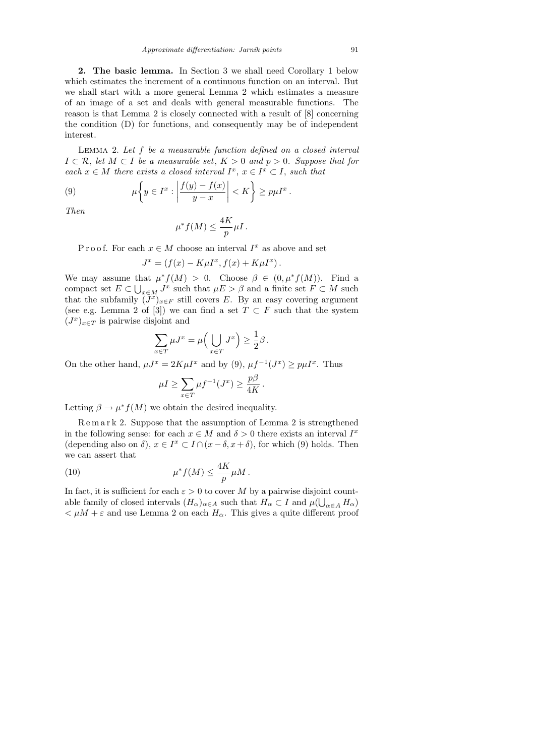**2. The basic lemma.** In Section 3 we shall need Corollary 1 below which estimates the increment of a continuous function on an interval. But we shall start with a more general Lemma 2 which estimates a measure of an image of a set and deals with general measurable functions. The reason is that Lemma 2 is closely connected with a result of [8] concerning the condition (D) for functions, and consequently may be of independent interest.

LEMMA 2. *Let $f$ be a measurable function defined on a closed interval $I \subset \mathcal{R}$, let $M \subset I$ be a measurable set, $K > 0$ and $p > 0$. Suppose that for each $x \in M$ there exists a closed interval $I^x$, $x \in I^x \subset I$, such that*

$$\mu\left\{ y \in I^x : \left| \frac{f(y) - f(x)}{y - x} \right| < K \right\} \geq p\mu I^x \,. \tag{9}$$

*Then*

$$\mu^* f(M) \leq \frac{4K}{p} \mu I \,.$$

P r o o f. For each $x \in M$ choose an interval $I^x$ as above and set

$$J^x = (f(x) - K\mu I^x, f(x) + K\mu I^x) \,.$$

We may assume that $\mu^* f(M) > 0$. Choose $\beta \in (0, \mu^* f(M))$. Find a compact set $E \subset \bigcup_{x \in M} J^x$ such that $\mu E > \beta$ and a finite set $F \subset M$ such that the subfamily $(J^x)_{x \in F}$ still covers $E$. By an easy covering argument (see e.g. Lemma 2 of [3]) we can find a set $T \subset F$ such that the system $(J^x)_{x \in T}$ is pairwise disjoint and

$$\sum_{x \in T} \mu J^x = \mu\Big( \bigcup_{x \in T} J^x \Big) \geq \frac{1}{2} \beta \,.$$

On the other hand, $\mu J^x = 2K\mu I^x$ and by (9), $\mu f^{-1}(J^x) \geq p\mu I^x$. Thus

$$\mu I \geq \sum_{x \in T} \mu f^{-1}(J^x) \geq \frac{p\beta}{4K} \,.$$

Letting $\beta \to \mu^* f(M)$ we obtain the desired inequality.

R e m a r k 2. Suppose that the assumption of Lemma 2 is strengthened in the following sense: for each $x \in M$ and $\delta > 0$ there exists an interval $I^x$ (depending also on $\delta$), $x \in I^x \subset I \cap (x - \delta, x + \delta)$, for which (9) holds. Then we can assert that

$$\mu^* f(M) \leq \frac{4K}{p} \mu M \,. \tag{10}$$

In fact, it is sufficient for each $\varepsilon > 0$ to cover $M$ by a pairwise disjoint countable family of closed intervals $(H_\alpha)_{\alpha \in A}$ such that $H_\alpha \subset I$ and $\mu(\bigcup_{\alpha \in A} H_\alpha) < \mu M + \varepsilon$ and use Lemma 2 on each $H_\alpha$. This gives a quite different proof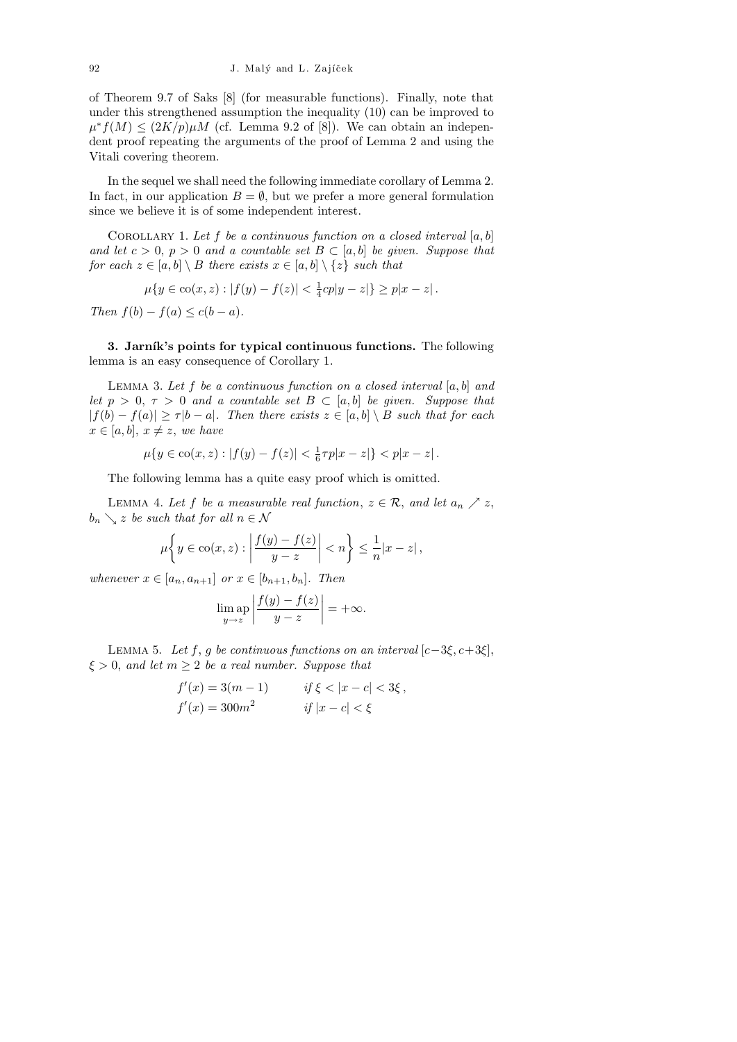of Theorem 9.7 of Saks [8] (for measurable functions). Finally, note that under this strengthened assumption the inequality (10) can be improved to $\mu^* f(M) \le (2K/p)\mu M$ (cf. Lemma 9.2 of [8]). We can obtain an independent proof repeating the arguments of the proof of Lemma 2 and using the Vitali covering theorem.

In the sequel we shall need the following immediate corollary of Lemma 2. In fact, in our application $B = \emptyset$, but we prefer a more general formulation since we believe it is of some independent interest.

Corollary 1. *Let $f$ be a continuous function on a closed interval $[a, b]$ and let $c > 0$, $p > 0$ and a countable set $B \subset [a, b]$ be given. Suppose that for each $z \in [a, b] \setminus B$ there exists $x \in [a, b] \setminus \{z\}$ such that*

$$\mu\{y \in \operatorname{co}(x, z) : |f(y) - f(z)| < \tfrac{1}{4} cp|y - z|\} \ge p|x - z| .$$

*Then $f(b) - f(a) \le c(b - a)$.*

**3. Jarník's points for typical continuous functions.** The following lemma is an easy consequence of Corollary 1.

Lemma 3. *Let $f$ be a continuous function on a closed interval $[a, b]$ and let $p > 0$, $\tau > 0$ and a countable set $B \subset [a, b]$ be given. Suppose that $|f(b) - f(a)| \ge \tau|b - a|$. Then there exists $z \in [a, b] \setminus B$ such that for each $x \in [a, b]$, $x \ne z$, we have*

$$\mu\{y \in \operatorname{co}(x, z) : |f(y) - f(z)| < \tfrac{1}{6} \tau p|x - z|\} < p|x - z| .$$

The following lemma has a quite easy proof which is omitted.

Lemma 4. *Let $f$ be a measurable real function, $z \in \mathcal{R}$, and let $a_n \nearrow z$, $b_n \searrow z$ be such that for all $n \in \mathcal{N}$*

$$\mu\left\{y \in \operatorname{co}(x, z) : \left|\frac{f(y) - f(z)}{y - z}\right| < n\right\} \le \frac{1}{n}|x - z| ,$$

*whenever $x \in [a_n, a_{n+1}]$ or $x \in [b_{n+1}, b_n]$. Then*

$$\operatorname*{lim\,ap}_{y \to z} \left|\frac{f(y) - f(z)}{y - z}\right| = +\infty.$$

Lemma 5. *Let $f$, $g$ be continuous functions on an interval $[c - 3\xi, c + 3\xi]$, $\xi > 0$, and let $m \ge 2$ be a real number. Suppose that*

$$\begin{aligned} f'(x) &= 3(m - 1) \qquad && \text{if } \xi < |x - c| < 3\xi , \\ f'(x) &= 300m^2 \qquad && \text{if } |x - c| < \xi \end{aligned}$$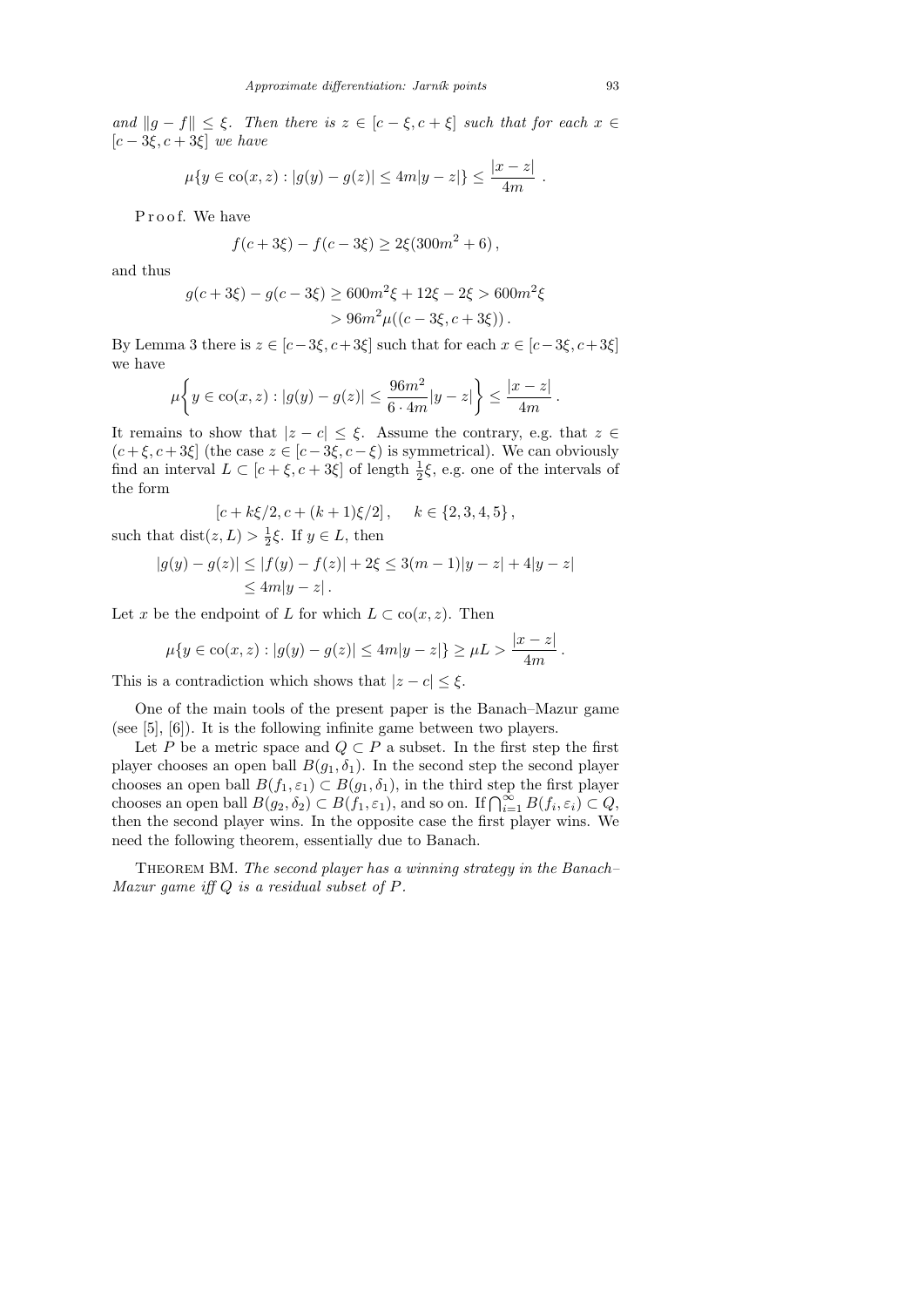*and* $\|g - f\| \le \xi$. *Then there is* $z \in [c - \xi, c + \xi]$ *such that for each* $x \in [c - 3\xi, c + 3\xi]$ *we have*

$$\mu\{y \in \operatorname{co}(x, z) : |g(y) - g(z)| \le 4m|y - z|\} \le \frac{|x - z|}{4m} .$$

P r o o f. We have

$$f(c + 3\xi) - f(c - 3\xi) \ge 2\xi(300m^2 + 6) ,$$

and thus

$$\begin{aligned} g(c + 3\xi) - g(c - 3\xi) &\ge 600m^2\xi + 12\xi - 2\xi > 600m^2\xi \\ &> 96m^2\mu((c - 3\xi, c + 3\xi)) . \end{aligned}$$

By Lemma 3 there is $z \in [c - 3\xi, c + 3\xi]$ such that for each $x \in [c - 3\xi, c + 3\xi]$ we have

$$\mu\left\{y \in \operatorname{co}(x, z) : |g(y) - g(z)| \le \frac{96m^2}{6 \cdot 4m}|y - z|\right\} \le \frac{|x - z|}{4m} .$$

It remains to show that $|z - c| \le \xi$. Assume the contrary, e.g. that $z \in (c + \xi, c + 3\xi]$ (the case $z \in [c - 3\xi, c - \xi)$ is symmetrical). We can obviously find an interval $L \subset [c + \xi, c + 3\xi]$ of length $\frac{1}{2}\xi$, e.g. one of the intervals of the form

$$[c + k\xi/2, c + (k + 1)\xi/2] , \quad k \in \{2, 3, 4, 5\} ,$$

such that $\operatorname{dist}(z, L) > \frac{1}{2}\xi$. If $y \in L$, then

$$\begin{aligned} |g(y) - g(z)| &\le |f(y) - f(z)| + 2\xi \le 3(m - 1)|y - z| + 4|y - z| \\ &\le 4m|y - z| . \end{aligned}$$

Let $x$ be the endpoint of $L$ for which $L \subset \operatorname{co}(x, z)$. Then

$$\mu\{y \in \operatorname{co}(x, z) : |g(y) - g(z)| \le 4m|y - z|\} \ge \mu L > \frac{|x - z|}{4m} .$$

This is a contradiction which shows that $|z - c| \le \xi$.

One of the main tools of the present paper is the Banach–Mazur game (see [5], [6]). It is the following infinite game between two players.

Let $P$ be a metric space and $Q \subset P$ a subset. In the first step the first player chooses an open ball $B(g_1, \delta_1)$. In the second step the second player chooses an open ball $B(f_1, \varepsilon_1) \subset B(g_1, \delta_1)$, in the third step the first player chooses an open ball $B(g_2, \delta_2) \subset B(f_1, \varepsilon_1)$, and so on. If $\bigcap_{i=1}^{\infty} B(f_i, \varepsilon_i) \subset Q$, then the second player wins. In the opposite case the first player wins. We need the following theorem, essentially due to Banach.

Theorem BM. *The second player has a winning strategy in the Banach–Mazur game iff* $Q$ *is a residual subset of* $P$.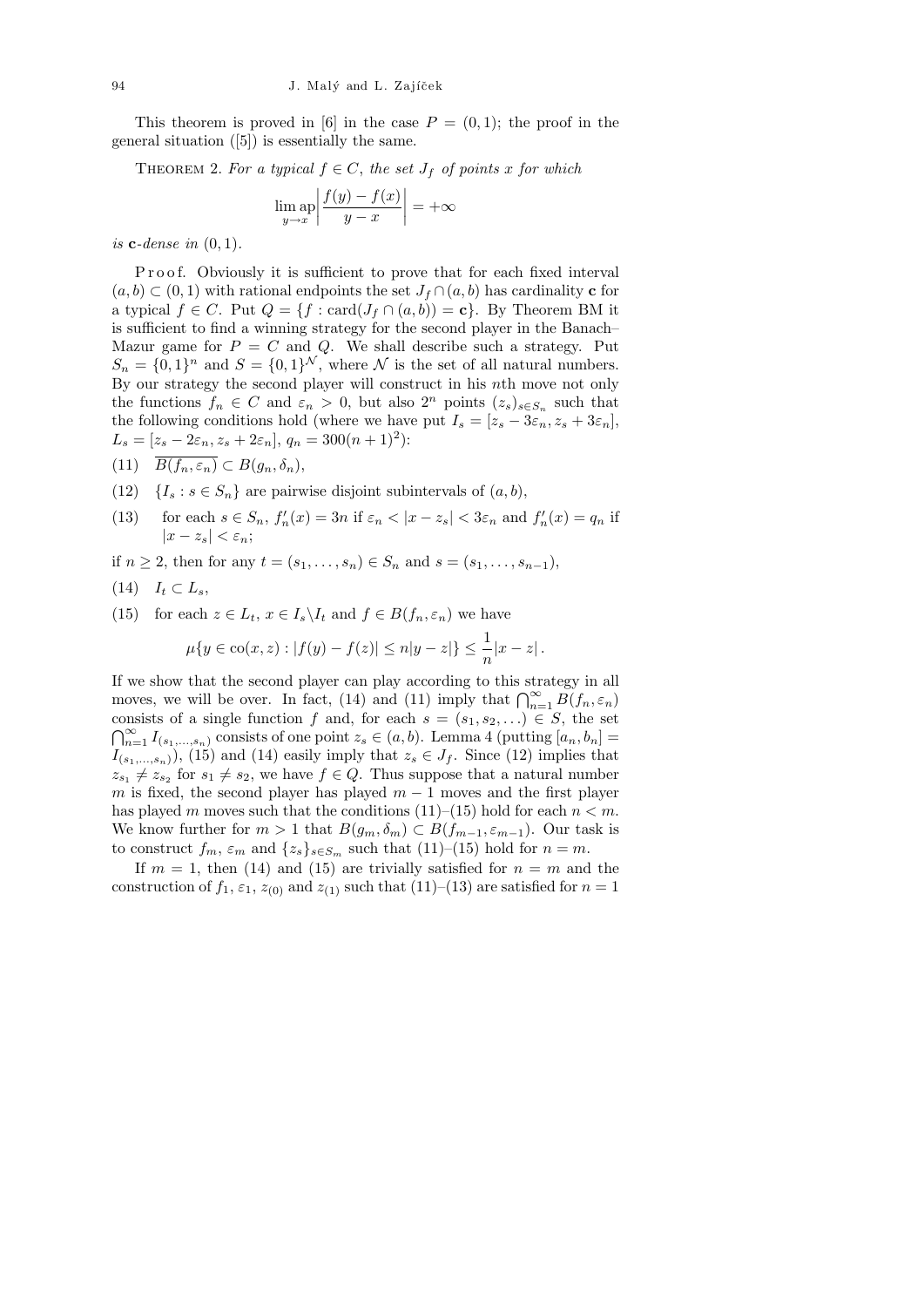This theorem is proved in [6] in the case $P = (0,1)$; the proof in the general situation ([5]) is essentially the same.

THEOREM 2. *For a typical $f \in C$, the set $J_f$ of points $x$ for which*

$$\lim_{y \to x} \mathrm{ap} \left| \frac{f(y) - f(x)}{y - x} \right| = +\infty$$

*is* **c**-*dense in* $(0,1)$.

Proof. Obviously it is sufficient to prove that for each fixed interval $(a,b) \subset (0,1)$ with rational endpoints the set $J_f \cap (a,b)$ has cardinality **c** for a typical $f \in C$. Put $Q = \{f : \mathrm{card}(J_f \cap (a,b)) = \mathbf{c}\}$. By Theorem BM it is sufficient to find a winning strategy for the second player in the Banach–Mazur game for $P = C$ and $Q$. We shall describe such a strategy. Put $S_n = \{0,1\}^n$ and $S = \{0,1\}^{\mathcal{N}}$, where $\mathcal{N}$ is the set of all natural numbers. By our strategy the second player will construct in his $n$th move not only the functions $f_n \in C$ and $\varepsilon_n > 0$, but also $2^n$ points $(z_s)_{s \in S_n}$ such that the following conditions hold (where we have put $I_s = [z_s - 3\varepsilon_n, z_s + 3\varepsilon_n]$, $L_s = [z_s - 2\varepsilon_n, z_s + 2\varepsilon_n]$, $q_n = 300(n+1)^2$):

(11) $\overline{B(f_n, \varepsilon_n)} \subset B(g_n, \delta_n)$,

(12) $\{I_s : s \in S_n\}$ are pairwise disjoint subintervals of $(a,b)$,

(13) for each $s \in S_n$, $f_n'(x) = 3n$ if $\varepsilon_n < |x - z_s| < 3\varepsilon_n$ and $f_n'(x) = q_n$ if $|x - z_s| < \varepsilon_n$;

if $n \geq 2$, then for any $t = (s_1, \ldots, s_n) \in S_n$ and $s = (s_1, \ldots, s_{n-1})$,

(14) $I_t \subset L_s$,

(15) for each $z \in L_t$, $x \in I_s \backslash I_t$ and $f \in B(f_n, \varepsilon_n)$ we have

$$\mu\{y \in \mathrm{co}(x,z) : |f(y) - f(z)| \leq n|y - z|\} \leq \frac{1}{n}|x - z|\,.$$

If we show that the second player can play according to this strategy in all moves, we will be over. In fact, (14) and (11) imply that $\bigcap_{n=1}^{\infty} B(f_n, \varepsilon_n)$ consists of a single function $f$ and, for each $s = (s_1, s_2, \ldots) \in S$, the set $\bigcap_{n=1}^{\infty} I_{(s_1, \ldots, s_n)}$ consists of one point $z_s \in (a,b)$. Lemma 4 (putting $[a_n, b_n] = I_{(s_1, \ldots, s_n)}$), (15) and (14) easily imply that $z_s \in J_f$. Since (12) implies that $z_{s_1} \neq z_{s_2}$ for $s_1 \neq s_2$, we have $f \in Q$. Thus suppose that a natural number $m$ is fixed, the second player has played $m-1$ moves and the first player has played $m$ moves such that the conditions (11)–(15) hold for each $n < m$. We know further for $m > 1$ that $B(g_m, \delta_m) \subset B(f_{m-1}, \varepsilon_{m-1})$. Our task is to construct $f_m$, $\varepsilon_m$ and $\{z_s\}_{s \in S_m}$ such that (11)–(15) hold for $n = m$.

If $m = 1$, then (14) and (15) are trivially satisfied for $n = m$ and the construction of $f_1$, $\varepsilon_1$, $z_{(0)}$ and $z_{(1)}$ such that (11)–(13) are satisfied for $n = 1$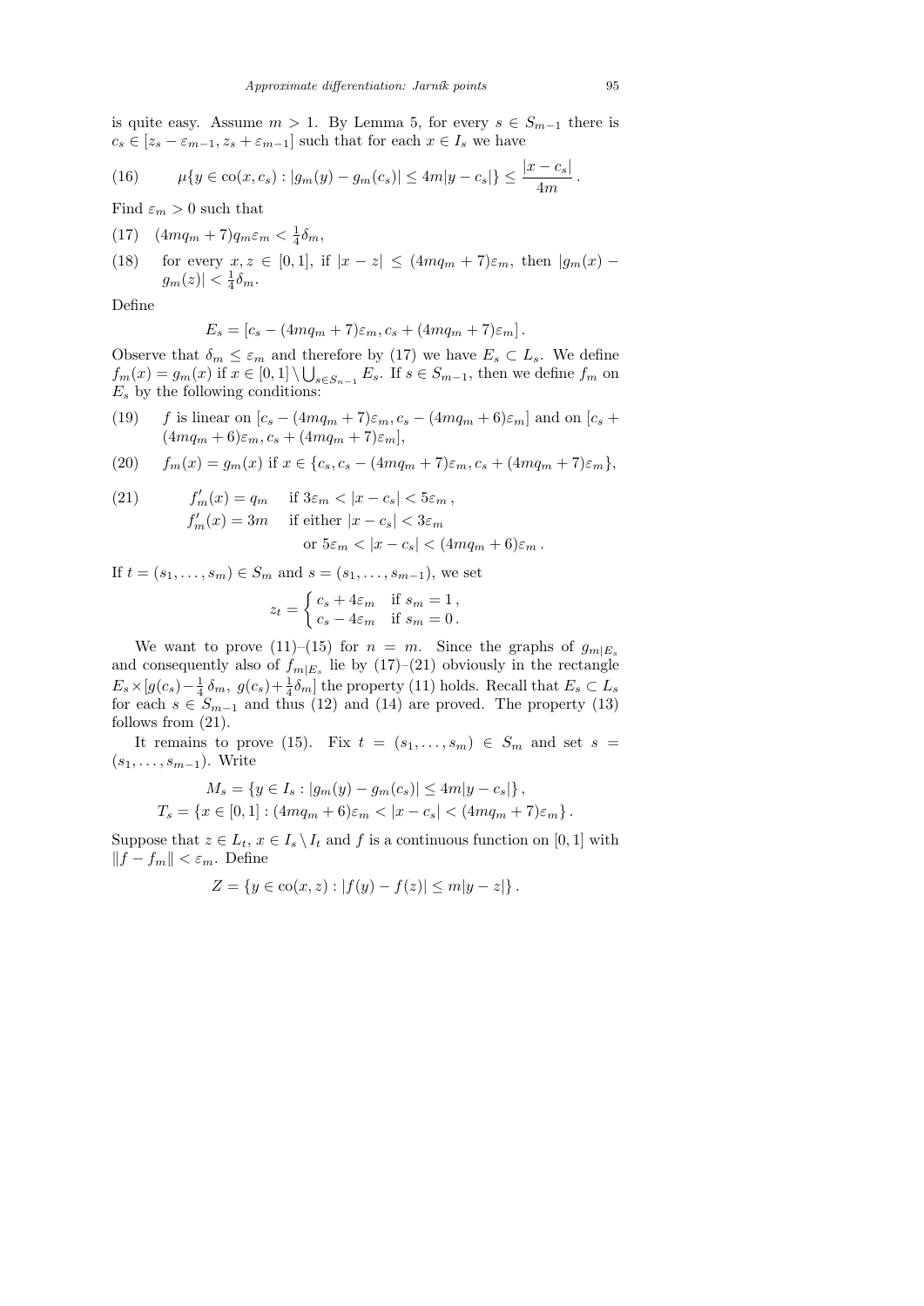is quite easy. Assume $m > 1$. By Lemma 5, for every $s \in S_{m-1}$ there is $c_s \in [z_s - \varepsilon_{m-1}, z_s + \varepsilon_{m-1}]$ such that for each $x \in I_s$ we have

$$\text{(16)} \qquad \mu\{y \in \operatorname{co}(x, c_s) : |g_m(y) - g_m(c_s)| \le 4m|y - c_s|\} \le \frac{|x - c_s|}{4m}\,.$$

Find $\varepsilon_m > 0$ such that

(17) $(4mq_m + 7)q_m\varepsilon_m < \frac{1}{4}\delta_m$,

(18) for every $x, z \in [0,1]$, if $|x - z| \le (4mq_m + 7)\varepsilon_m$, then $|g_m(x) - g_m(z)| < \frac{1}{4}\delta_m$.

Define

$$E_s = [c_s - (4mq_m + 7)\varepsilon_m, c_s + (4mq_m + 7)\varepsilon_m]\,.$$

Observe that $\delta_m \le \varepsilon_m$ and therefore by (17) we have $E_s \subset L_s$. We define $f_m(x) = g_m(x)$ if $x \in [0,1] \setminus \bigcup_{s \in S_{n-1}} E_s$. If $s \in S_{m-1}$, then we define $f_m$ on $E_s$ by the following conditions:

(19) $f$ is linear on $[c_s - (4mq_m + 7)\varepsilon_m, c_s - (4mq_m + 6)\varepsilon_m]$ and on $[c_s + (4mq_m + 6)\varepsilon_m, c_s + (4mq_m + 7)\varepsilon_m]$,

(20) $f_m(x) = g_m(x)$ if $x \in \{c_s, c_s - (4mq_m + 7)\varepsilon_m, c_s + (4mq_m + 7)\varepsilon_m\}$,

$$\text{(21)} \qquad \begin{aligned} f_m'(x) &= q_m \quad \text{if } 3\varepsilon_m < |x - c_s| < 5\varepsilon_m\,,\\ f_m'(x) &= 3m \quad \text{if either } |x - c_s| < 3\varepsilon_m\\ &\qquad\qquad \text{or } 5\varepsilon_m < |x - c_s| < (4mq_m + 6)\varepsilon_m\,. \end{aligned}$$

If $t = (s_1, \ldots, s_m) \in S_m$ and $s = (s_1, \ldots, s_{m-1})$, we set

$$z_t = \begin{cases} c_s + 4\varepsilon_m & \text{if } s_m = 1\,,\\ c_s - 4\varepsilon_m & \text{if } s_m = 0\,. \end{cases}$$

We want to prove (11)–(15) for $n = m$. Since the graphs of $g_{m|E_s}$ and consequently also of $f_{m|E_s}$ lie by (17)–(21) obviously in the rectangle $E_s \times [g(c_s) - \frac{1}{4}\delta_m,\ g(c_s) + \frac{1}{4}\delta_m]$ the property (11) holds. Recall that $E_s \subset L_s$ for each $s \in S_{m-1}$ and thus (12) and (14) are proved. The property (13) follows from (21).

It remains to prove (15). Fix $t = (s_1, \ldots, s_m) \in S_m$ and set $s = (s_1, \ldots, s_{m-1})$. Write

$$M_s = \{y \in I_s : |g_m(y) - g_m(c_s)| \le 4m|y - c_s|\}\,,$$
$$T_s = \{x \in [0,1] : (4mq_m + 6)\varepsilon_m < |x - c_s| < (4mq_m + 7)\varepsilon_m\}\,.$$

Suppose that $z \in L_t$, $x \in I_s \setminus I_t$ and $f$ is a continuous function on $[0,1]$ with $\|f - f_m\| < \varepsilon_m$. Define

$$Z = \{y \in \operatorname{co}(x, z) : |f(y) - f(z)| \le m|y - z|\}\,.$$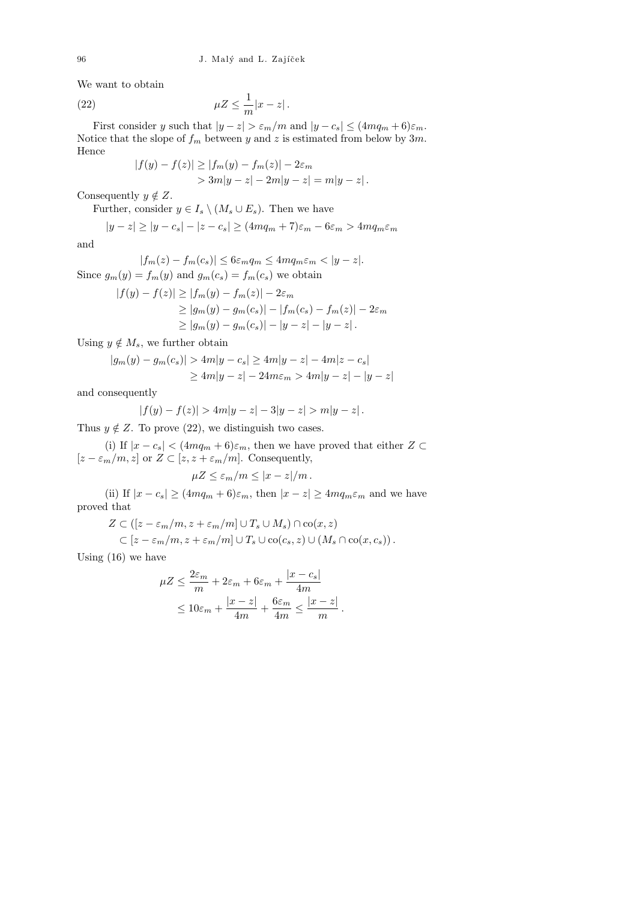We want to obtain

$$\mu Z \leq \frac{1}{m}|x-z|\,. \tag{22}$$

First consider $y$ such that $|y-z| > \varepsilon_m/m$ and $|y-c_s| \leq (4mq_m+6)\varepsilon_m$. Notice that the slope of $f_m$ between $y$ and $z$ is estimated from below by $3m$. Hence

$$\begin{aligned} |f(y)-f(z)| &\geq |f_m(y)-f_m(z)| - 2\varepsilon_m \\ &> 3m|y-z| - 2m|y-z| = m|y-z|\,. \end{aligned}$$

Consequently $y \notin Z$.

Further, consider $y \in I_s \setminus (M_s \cup E_s)$. Then we have

$$|y-z| \geq |y-c_s| - |z-c_s| \geq (4mq_m+7)\varepsilon_m - 6\varepsilon_m > 4mq_m\varepsilon_m$$

and

$$|f_m(z) - f_m(c_s)| \leq 6\varepsilon_m q_m \leq 4mq_m\varepsilon_m < |y-z|.$$

Since $g_m(y) = f_m(y)$ and $g_m(c_s) = f_m(c_s)$ we obtain

$$\begin{aligned} |f(y)-f(z)| &\geq |f_m(y)-f_m(z)| - 2\varepsilon_m \\ &\geq |g_m(y)-g_m(c_s)| - |f_m(c_s)-f_m(z)| - 2\varepsilon_m \\ &\geq |g_m(y)-g_m(c_s)| - |y-z| - |y-z|\,. \end{aligned}$$

Using $y \notin M_s$, we further obtain

$$\begin{aligned} |g_m(y)-g_m(c_s)| &> 4m|y-c_s| \geq 4m|y-z| - 4m|z-c_s| \\ &\geq 4m|y-z| - 24m\varepsilon_m > 4m|y-z| - |y-z| \end{aligned}$$

and consequently

$$|f(y)-f(z)| > 4m|y-z| - 3|y-z| > m|y-z|\,.$$

Thus $y \notin Z$. To prove (22), we distinguish two cases.

(i) If $|x-c_s| < (4mq_m+6)\varepsilon_m$, then we have proved that either $Z \subset [z-\varepsilon_m/m, z]$ or $Z \subset [z, z+\varepsilon_m/m]$. Consequently,

$$\mu Z \leq \varepsilon_m/m \leq |x-z|/m\,.$$

(ii) If $|x-c_s| \geq (4mq_m+6)\varepsilon_m$, then $|x-z| \geq 4mq_m\varepsilon_m$ and we have proved that

$$\begin{aligned} Z &\subset ([z-\varepsilon_m/m, z+\varepsilon_m/m] \cup T_s \cup M_s) \cap \operatorname{co}(x,z) \\ &\subset [z-\varepsilon_m/m, z+\varepsilon_m/m] \cup T_s \cup \operatorname{co}(c_s,z) \cup (M_s \cap \operatorname{co}(x,c_s))\,. \end{aligned}$$

Using (16) we have

$$\begin{aligned} \mu Z &\leq \frac{2\varepsilon_m}{m} + 2\varepsilon_m + 6\varepsilon_m + \frac{|x-c_s|}{4m} \\ &\leq 10\varepsilon_m + \frac{|x-z|}{4m} + \frac{6\varepsilon_m}{4m} \leq \frac{|x-z|}{m}\,. \end{aligned}$$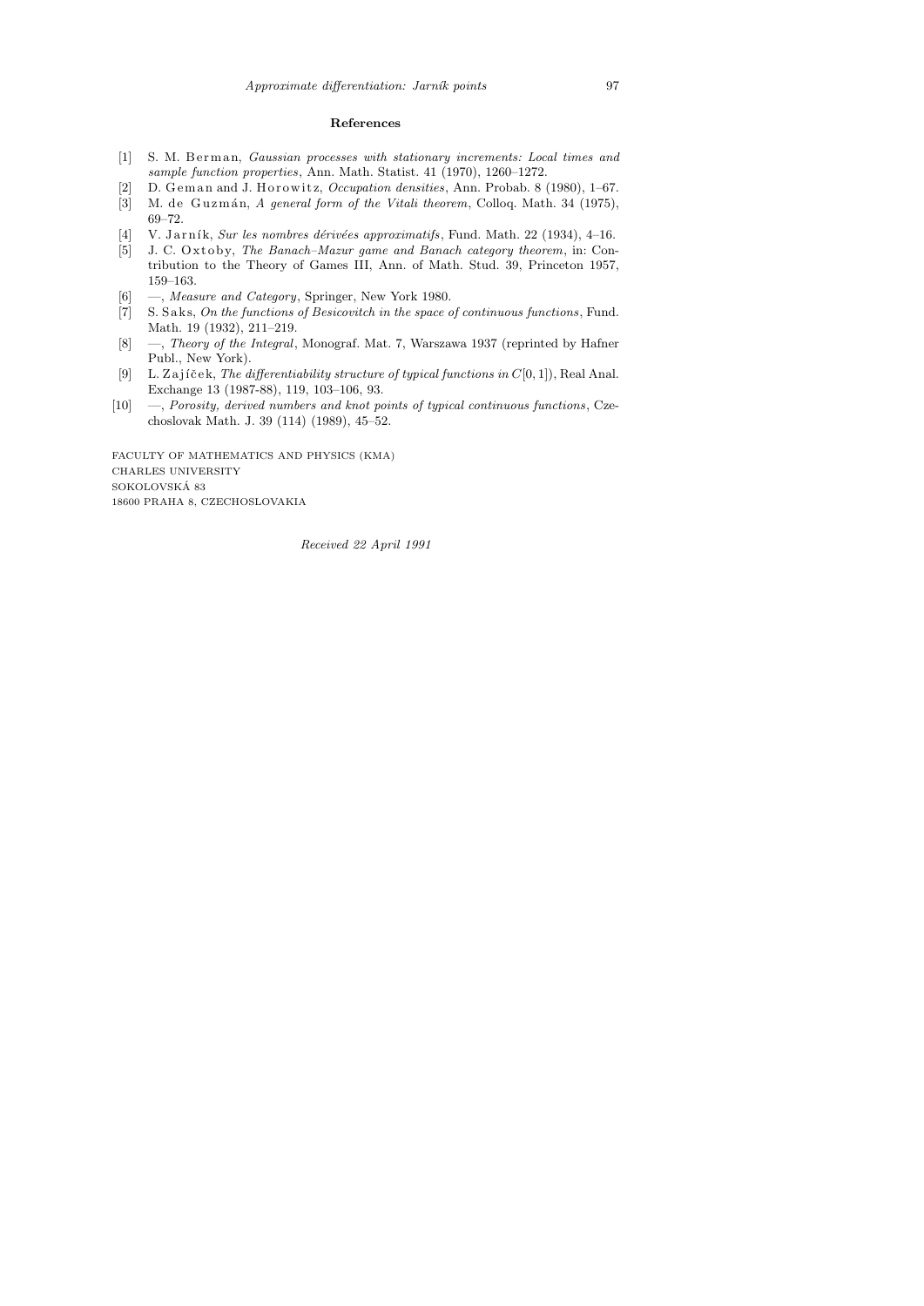## References

[1] S. M. Berman, *Gaussian processes with stationary increments: Local times and sample function properties*, Ann. Math. Statist. 41 (1970), 1260–1272.

[2] D. Geman and J. Horowitz, *Occupation densities*, Ann. Probab. 8 (1980), 1–67.

[3] M. de Guzmán, *A general form of the Vitali theorem*, Colloq. Math. 34 (1975), 69–72.

[4] V. Jarník, *Sur les nombres dérivées approximatifs*, Fund. Math. 22 (1934), 4–16.

[5] J. C. Oxtoby, *The Banach–Mazur game and Banach category theorem*, in: Contribution to the Theory of Games III, Ann. of Math. Stud. 39, Princeton 1957, 159–163.

[6] —, *Measure and Category*, Springer, New York 1980.

[7] S. Saks, *On the functions of Besicovitch in the space of continuous functions*, Fund. Math. 19 (1932), 211–219.

[8] —, *Theory of the Integral*, Monograf. Mat. 7, Warszawa 1937 (reprinted by Hafner Publ., New York).

[9] L. Zajíček, *The differentiability structure of typical functions in $C[0, 1]$*), Real Anal. Exchange 13 (1987-88), 119, 103–106, 93.

[10] —, *Porosity, derived numbers and knot points of typical continuous functions*, Czechoslovak Math. J. 39 (114) (1989), 45–52.

FACULTY OF MATHEMATICS AND PHYSICS (KMA)
CHARLES UNIVERSITY
SOKOLOVSKÁ 83
18600 PRAHA 8, CZECHOSLOVAKIA

*Received 22 April 1991*